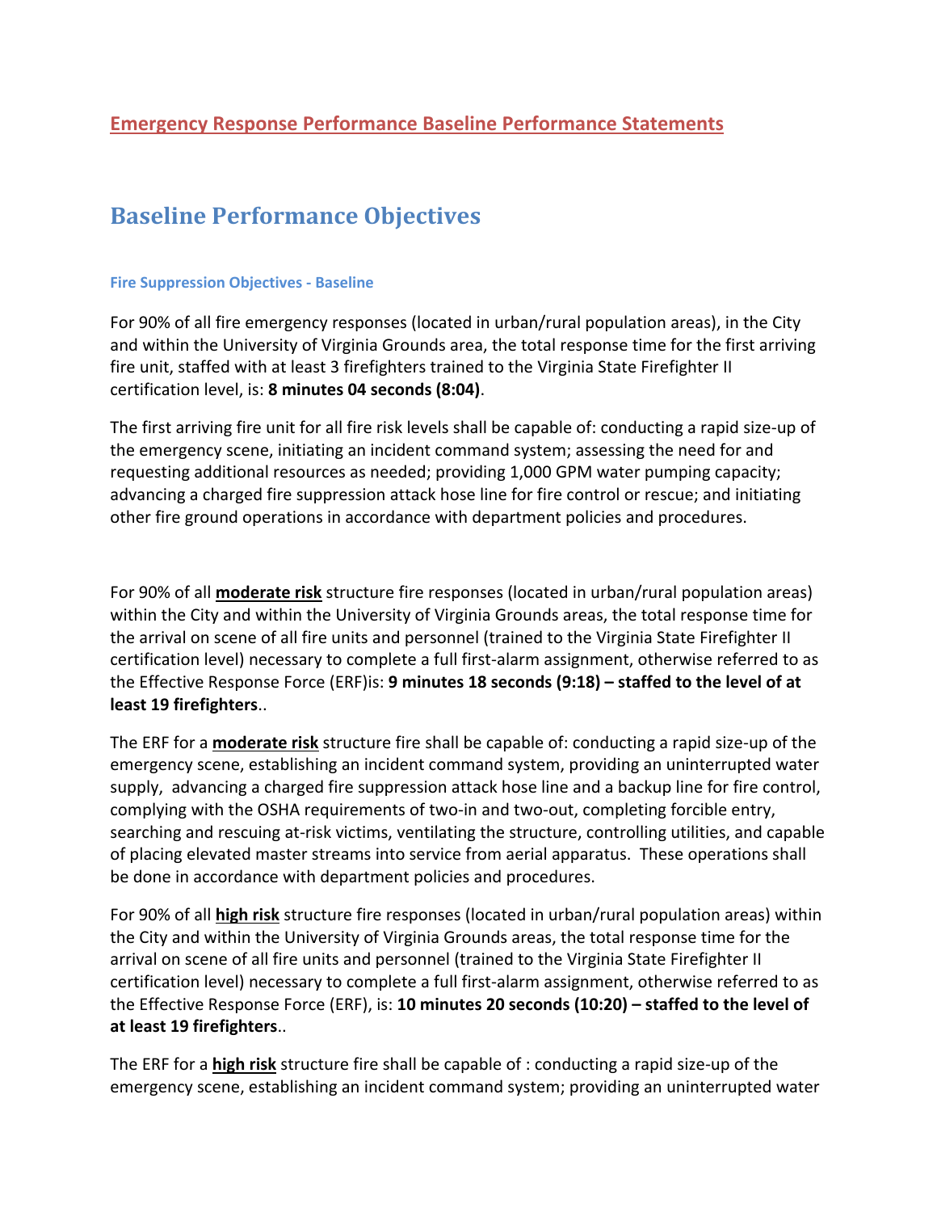# Emergency Response Performance Baseline Performance Statements

## Baseline Performance Objectives

### Fire Suppression Objectives - Baseline

For 90% of all fire emergency responses (located in urban/rural population areas), in the City and within the University of Virginia Grounds area, the total response time for the first arriving fire unit, staffed with at least 3 firefighters trained to the Virginia State Firefighter II certification level, is: **8 minutes 04 seconds (8:04)**.

The first arriving fire unit for all fire risk levels shall be capable of: conducting a rapid size-up of the emergency scene, initiating an incident command system; assessing the need for and requesting additional resources as needed; providing 1,000 GPM water pumping capacity; advancing a charged fire suppression attack hose line for fire control or rescue; and initiating other fire ground operations in accordance with department policies and procedures.

For 90% of all **moderate risk** structure fire responses (located in urban/rural population areas) within the City and within the University of Virginia Grounds areas, the total response time for the arrival on scene of all fire units and personnel (trained to the Virginia State Firefighter II certification level) necessary to complete a full first-alarm assignment, otherwise referred to as the Effective Response Force (ERF)is: **9 minutes 18 seconds (9:18) – staffed to the level of at least 19 firefighters**..

The ERF for a **moderate risk** structure fire shall be capable of: conducting a rapid size-up of the emergency scene, establishing an incident command system, providing an uninterrupted water supply, advancing a charged fire suppression attack hose line and a backup line for fire control, complying with the OSHA requirements of two-in and two-out, completing forcible entry, searching and rescuing at-risk victims, ventilating the structure, controlling utilities, and capable of placing elevated master streams into service from aerial apparatus. These operations shall be done in accordance with department policies and procedures.

For 90% of all **high risk** structure fire responses (located in urban/rural population areas) within the City and within the University of Virginia Grounds areas, the total response time for the arrival on scene of all fire units and personnel (trained to the Virginia State Firefighter II certification level) necessary to complete a full first-alarm assignment, otherwise referred to as the Effective Response Force (ERF), is: **10 minutes 20 seconds (10:20) – staffed to the level of at least 19 firefighters**..

The ERF for a **high risk** structure fire shall be capable of : conducting a rapid size-up of the emergency scene, establishing an incident command system; providing an uninterrupted water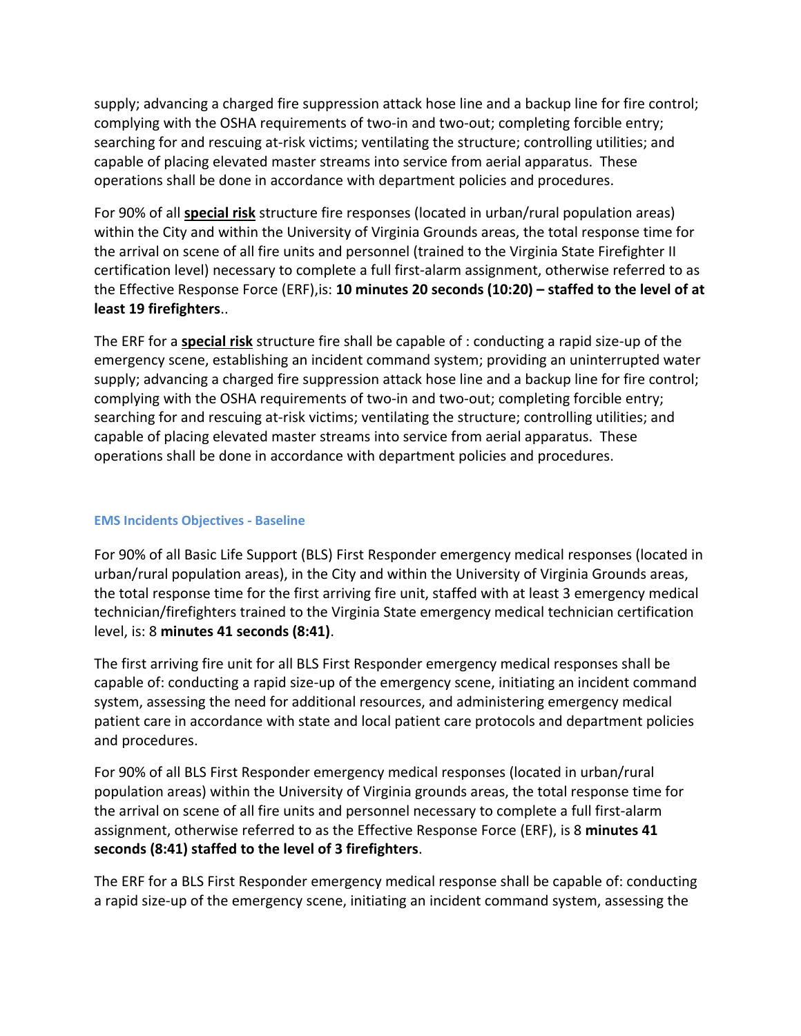supply; advancing a charged fire suppression attack hose line and a backup line for fire control; complying with the OSHA requirements of two-in and two-out; completing forcible entry; searching for and rescuing at-risk victims; ventilating the structure; controlling utilities; and capable of placing elevated master streams into service from aerial apparatus. These operations shall be done in accordance with department policies and procedures.

For 90% of all **special risk** structure fire responses (located in urban/rural population areas) within the City and within the University of Virginia Grounds areas, the total response time for the arrival on scene of all fire units and personnel (trained to the Virginia State Firefighter II certification level) necessary to complete a full first-alarm assignment, otherwise referred to as the Effective Response Force (ERF),is: **10 minutes 20 seconds (10:20) – staffed to the level of at least 19 firefighters**..

The ERF for a **special risk** structure fire shall be capable of : conducting a rapid size-up of the emergency scene, establishing an incident command system; providing an uninterrupted water supply; advancing a charged fire suppression attack hose line and a backup line for fire control; complying with the OSHA requirements of two-in and two-out; completing forcible entry; searching for and rescuing at-risk victims; ventilating the structure; controlling utilities; and capable of placing elevated master streams into service from aerial apparatus. These operations shall be done in accordance with department policies and procedures.

### EMS Incidents Objectives - Baseline

For 90% of all Basic Life Support (BLS) First Responder emergency medical responses (located in urban/rural population areas), in the City and within the University of Virginia Grounds areas, the total response time for the first arriving fire unit, staffed with at least 3 emergency medical technician/firefighters trained to the Virginia State emergency medical technician certification level, is: 8 **minutes 41 seconds (8:41)**.

The first arriving fire unit for all BLS First Responder emergency medical responses shall be capable of: conducting a rapid size-up of the emergency scene, initiating an incident command system, assessing the need for additional resources, and administering emergency medical patient care in accordance with state and local patient care protocols and department policies and procedures.

For 90% of all BLS First Responder emergency medical responses (located in urban/rural population areas) within the University of Virginia grounds areas, the total response time for the arrival on scene of all fire units and personnel necessary to complete a full first-alarm assignment, otherwise referred to as the Effective Response Force (ERF), is 8 **minutes 41 seconds (8:41) staffed to the level of 3 firefighters**.

The ERF for a BLS First Responder emergency medical response shall be capable of: conducting a rapid size-up of the emergency scene, initiating an incident command system, assessing the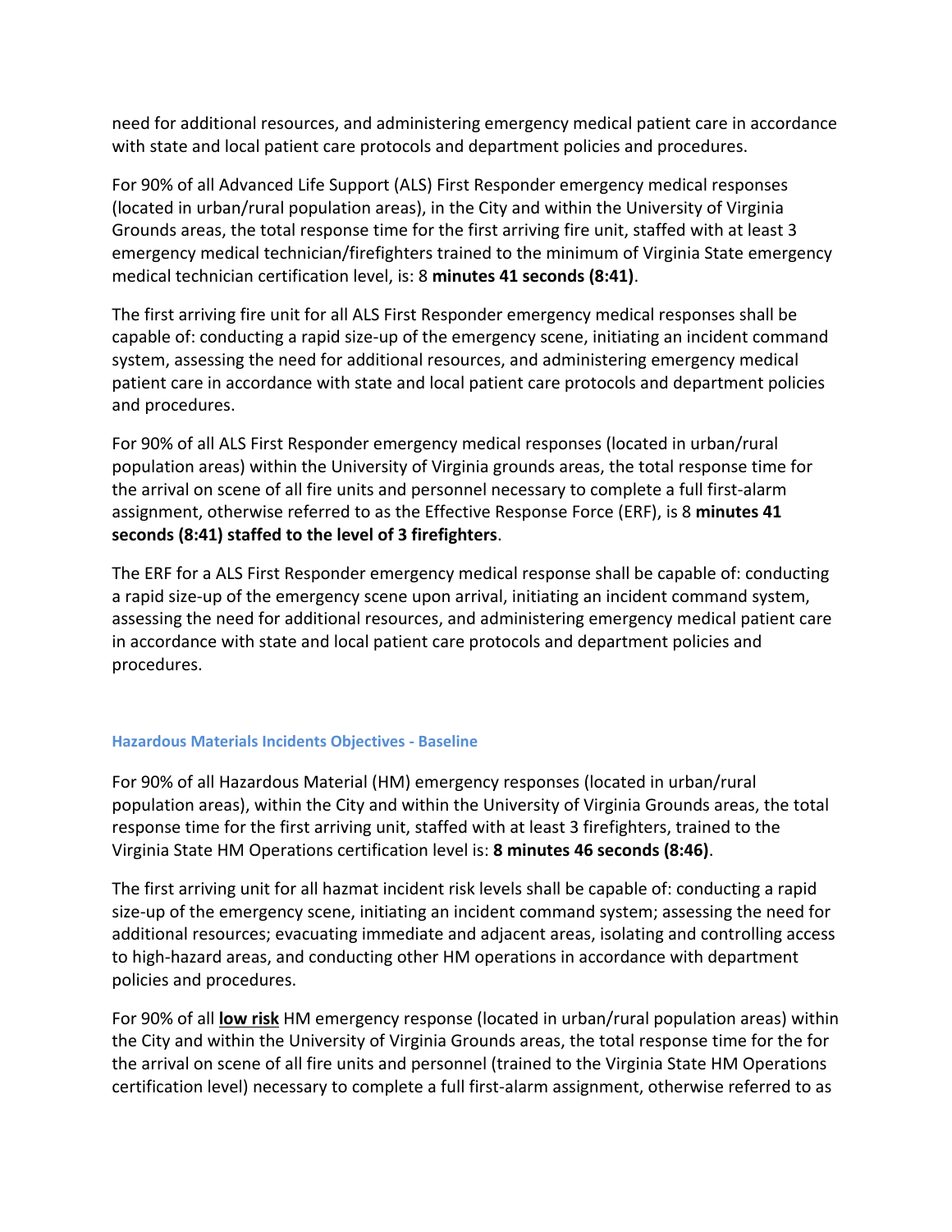need for additional resources, and administering emergency medical patient care in accordance with state and local patient care protocols and department policies and procedures.

For 90% of all Advanced Life Support (ALS) First Responder emergency medical responses (located in urban/rural population areas), in the City and within the University of Virginia Grounds areas, the total response time for the first arriving fire unit, staffed with at least 3 emergency medical technician/firefighters trained to the minimum of Virginia State emergency medical technician certification level, is: 8 **minutes 41 seconds (8:41)**.

The first arriving fire unit for all ALS First Responder emergency medical responses shall be capable of: conducting a rapid size-up of the emergency scene, initiating an incident command system, assessing the need for additional resources, and administering emergency medical patient care in accordance with state and local patient care protocols and department policies and procedures.

For 90% of all ALS First Responder emergency medical responses (located in urban/rural population areas) within the University of Virginia grounds areas, the total response time for the arrival on scene of all fire units and personnel necessary to complete a full first-alarm assignment, otherwise referred to as the Effective Response Force (ERF), is 8 **minutes 41 seconds (8:41) staffed to the level of 3 firefighters**.

The ERF for a ALS First Responder emergency medical response shall be capable of: conducting a rapid size-up of the emergency scene upon arrival, initiating an incident command system, assessing the need for additional resources, and administering emergency medical patient care in accordance with state and local patient care protocols and department policies and procedures.

### Hazardous Materials Incidents Objectives - Baseline

For 90% of all Hazardous Material (HM) emergency responses (located in urban/rural population areas), within the City and within the University of Virginia Grounds areas, the total response time for the first arriving unit, staffed with at least 3 firefighters, trained to the Virginia State HM Operations certification level is: **8 minutes 46 seconds (8:46)**.

The first arriving unit for all hazmat incident risk levels shall be capable of: conducting a rapid size-up of the emergency scene, initiating an incident command system; assessing the need for additional resources; evacuating immediate and adjacent areas, isolating and controlling access to high-hazard areas, and conducting other HM operations in accordance with department policies and procedures.

For 90% of all **<u>low risk</u>** HM emergency response (located in urban/rural population areas) within the City and within the University of Virginia Grounds areas, the total response time for the for the arrival on scene of all fire units and personnel (trained to the Virginia State HM Operations certification level) necessary to complete a full first-alarm assignment, otherwise referred to as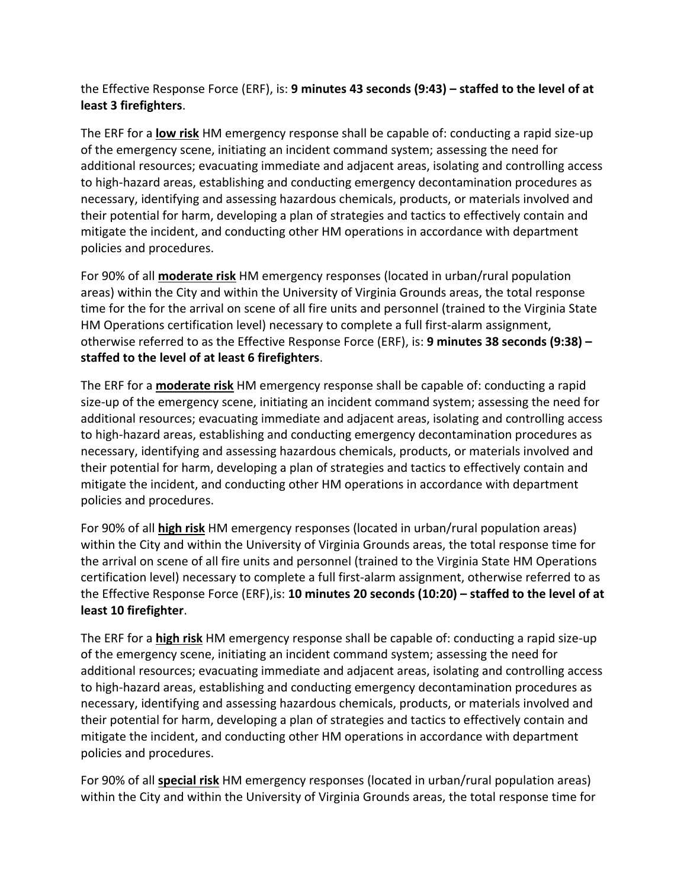the Effective Response Force (ERF), is: **9 minutes 43 seconds (9:43) – staffed to the level of at least 3 firefighters**.

The ERF for a **low risk** HM emergency response shall be capable of: conducting a rapid size-up of the emergency scene, initiating an incident command system; assessing the need for additional resources; evacuating immediate and adjacent areas, isolating and controlling access to high-hazard areas, establishing and conducting emergency decontamination procedures as necessary, identifying and assessing hazardous chemicals, products, or materials involved and their potential for harm, developing a plan of strategies and tactics to effectively contain and mitigate the incident, and conducting other HM operations in accordance with department policies and procedures.

For 90% of all **moderate risk** HM emergency responses (located in urban/rural population areas) within the City and within the University of Virginia Grounds areas, the total response time for the for the arrival on scene of all fire units and personnel (trained to the Virginia State HM Operations certification level) necessary to complete a full first-alarm assignment, otherwise referred to as the Effective Response Force (ERF), is: **9 minutes 38 seconds (9:38) – staffed to the level of at least 6 firefighters**.

The ERF for a **moderate risk** HM emergency response shall be capable of: conducting a rapid size-up of the emergency scene, initiating an incident command system; assessing the need for additional resources; evacuating immediate and adjacent areas, isolating and controlling access to high-hazard areas, establishing and conducting emergency decontamination procedures as necessary, identifying and assessing hazardous chemicals, products, or materials involved and their potential for harm, developing a plan of strategies and tactics to effectively contain and mitigate the incident, and conducting other HM operations in accordance with department policies and procedures.

For 90% of all **high risk** HM emergency responses (located in urban/rural population areas) within the City and within the University of Virginia Grounds areas, the total response time for the arrival on scene of all fire units and personnel (trained to the Virginia State HM Operations certification level) necessary to complete a full first-alarm assignment, otherwise referred to as the Effective Response Force (ERF),is: **10 minutes 20 seconds (10:20) – staffed to the level of at least 10 firefighter**.

The ERF for a **high risk** HM emergency response shall be capable of: conducting a rapid size-up of the emergency scene, initiating an incident command system; assessing the need for additional resources; evacuating immediate and adjacent areas, isolating and controlling access to high-hazard areas, establishing and conducting emergency decontamination procedures as necessary, identifying and assessing hazardous chemicals, products, or materials involved and their potential for harm, developing a plan of strategies and tactics to effectively contain and mitigate the incident, and conducting other HM operations in accordance with department policies and procedures.

For 90% of all **special risk** HM emergency responses (located in urban/rural population areas) within the City and within the University of Virginia Grounds areas, the total response time for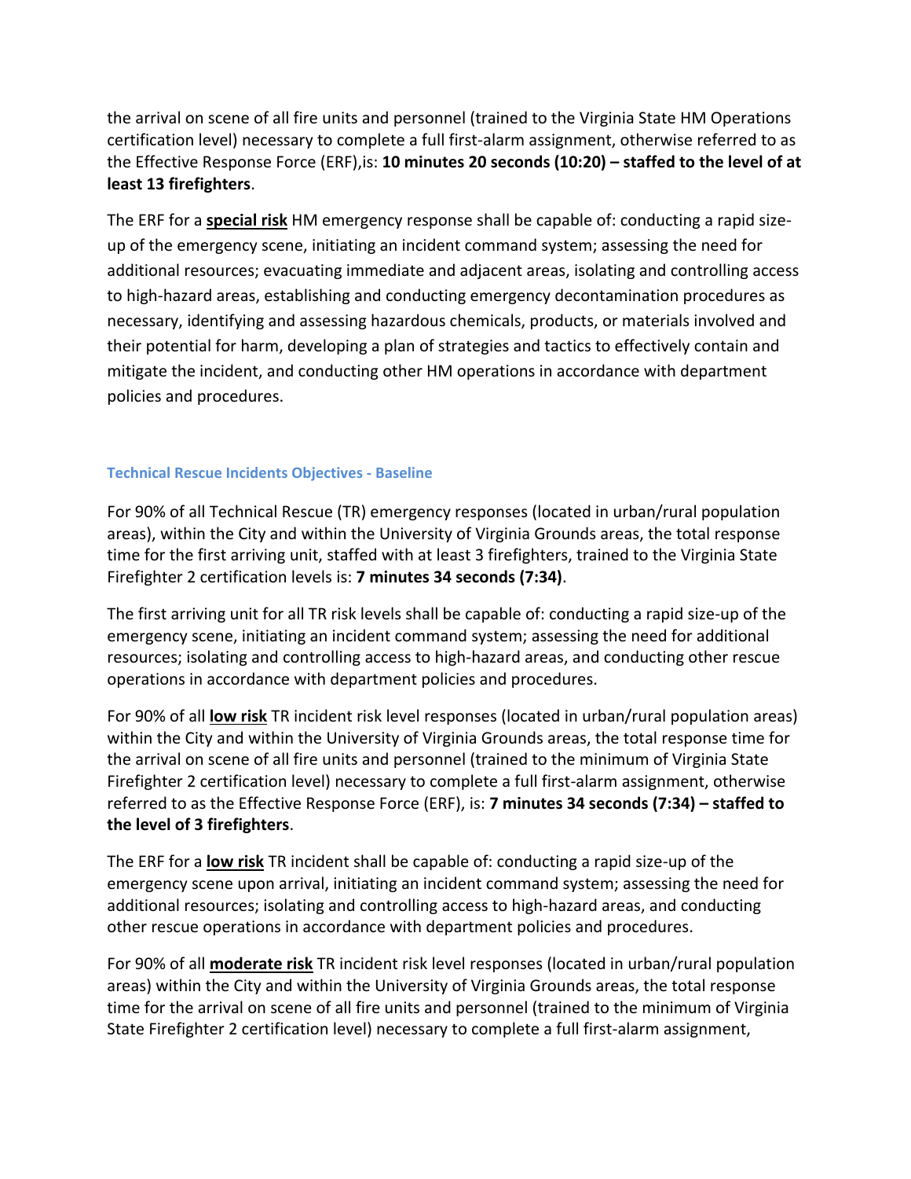the arrival on scene of all fire units and personnel (trained to the Virginia State HM Operations certification level) necessary to complete a full first-alarm assignment, otherwise referred to as the Effective Response Force (ERF),is: **10 minutes 20 seconds (10:20) – staffed to the level of at least 13 firefighters**.

The ERF for a **special risk** HM emergency response shall be capable of: conducting a rapid size-up of the emergency scene, initiating an incident command system; assessing the need for additional resources; evacuating immediate and adjacent areas, isolating and controlling access to high-hazard areas, establishing and conducting emergency decontamination procedures as necessary, identifying and assessing hazardous chemicals, products, or materials involved and their potential for harm, developing a plan of strategies and tactics to effectively contain and mitigate the incident, and conducting other HM operations in accordance with department policies and procedures.

#### Technical Rescue Incidents Objectives - Baseline

For 90% of all Technical Rescue (TR) emergency responses (located in urban/rural population areas), within the City and within the University of Virginia Grounds areas, the total response time for the first arriving unit, staffed with at least 3 firefighters, trained to the Virginia State Firefighter 2 certification levels is: **7 minutes 34 seconds (7:34)**.

The first arriving unit for all TR risk levels shall be capable of: conducting a rapid size-up of the emergency scene, initiating an incident command system; assessing the need for additional resources; isolating and controlling access to high-hazard areas, and conducting other rescue operations in accordance with department policies and procedures.

For 90% of all **low risk** TR incident risk level responses (located in urban/rural population areas) within the City and within the University of Virginia Grounds areas, the total response time for the arrival on scene of all fire units and personnel (trained to the minimum of Virginia State Firefighter 2 certification level) necessary to complete a full first-alarm assignment, otherwise referred to as the Effective Response Force (ERF), is: **7 minutes 34 seconds (7:34) – staffed to the level of 3 firefighters**.

The ERF for a **low risk** TR incident shall be capable of: conducting a rapid size-up of the emergency scene upon arrival, initiating an incident command system; assessing the need for additional resources; isolating and controlling access to high-hazard areas, and conducting other rescue operations in accordance with department policies and procedures.

For 90% of all **moderate risk** TR incident risk level responses (located in urban/rural population areas) within the City and within the University of Virginia Grounds areas, the total response time for the arrival on scene of all fire units and personnel (trained to the minimum of Virginia State Firefighter 2 certification level) necessary to complete a full first-alarm assignment,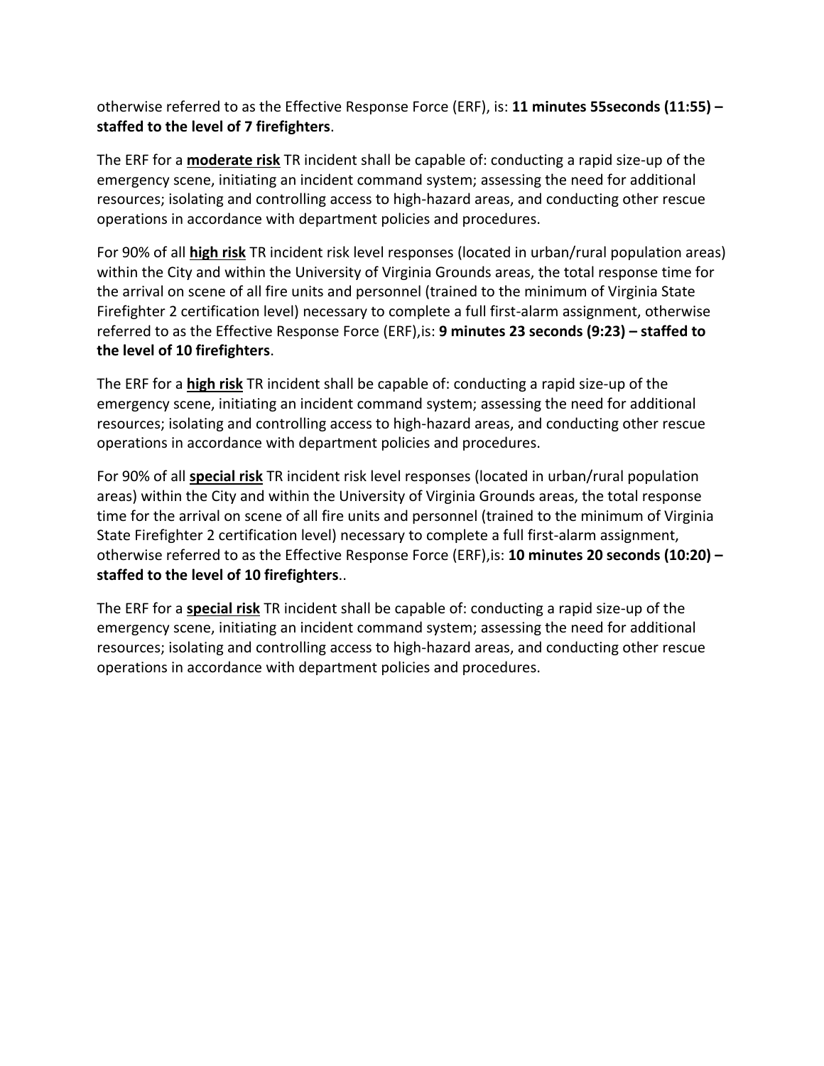otherwise referred to as the Effective Response Force (ERF), is: **11 minutes 55seconds (11:55) – staffed to the level of 7 firefighters**.

The ERF for a **moderate risk** TR incident shall be capable of: conducting a rapid size-up of the emergency scene, initiating an incident command system; assessing the need for additional resources; isolating and controlling access to high-hazard areas, and conducting other rescue operations in accordance with department policies and procedures.

For 90% of all **high risk** TR incident risk level responses (located in urban/rural population areas) within the City and within the University of Virginia Grounds areas, the total response time for the arrival on scene of all fire units and personnel (trained to the minimum of Virginia State Firefighter 2 certification level) necessary to complete a full first-alarm assignment, otherwise referred to as the Effective Response Force (ERF),is: **9 minutes 23 seconds (9:23) – staffed to the level of 10 firefighters**.

The ERF for a **high risk** TR incident shall be capable of: conducting a rapid size-up of the emergency scene, initiating an incident command system; assessing the need for additional resources; isolating and controlling access to high-hazard areas, and conducting other rescue operations in accordance with department policies and procedures.

For 90% of all **special risk** TR incident risk level responses (located in urban/rural population areas) within the City and within the University of Virginia Grounds areas, the total response time for the arrival on scene of all fire units and personnel (trained to the minimum of Virginia State Firefighter 2 certification level) necessary to complete a full first-alarm assignment, otherwise referred to as the Effective Response Force (ERF),is: **10 minutes 20 seconds (10:20) – staffed to the level of 10 firefighters**..

The ERF for a **special risk** TR incident shall be capable of: conducting a rapid size-up of the emergency scene, initiating an incident command system; assessing the need for additional resources; isolating and controlling access to high-hazard areas, and conducting other rescue operations in accordance with department policies and procedures.